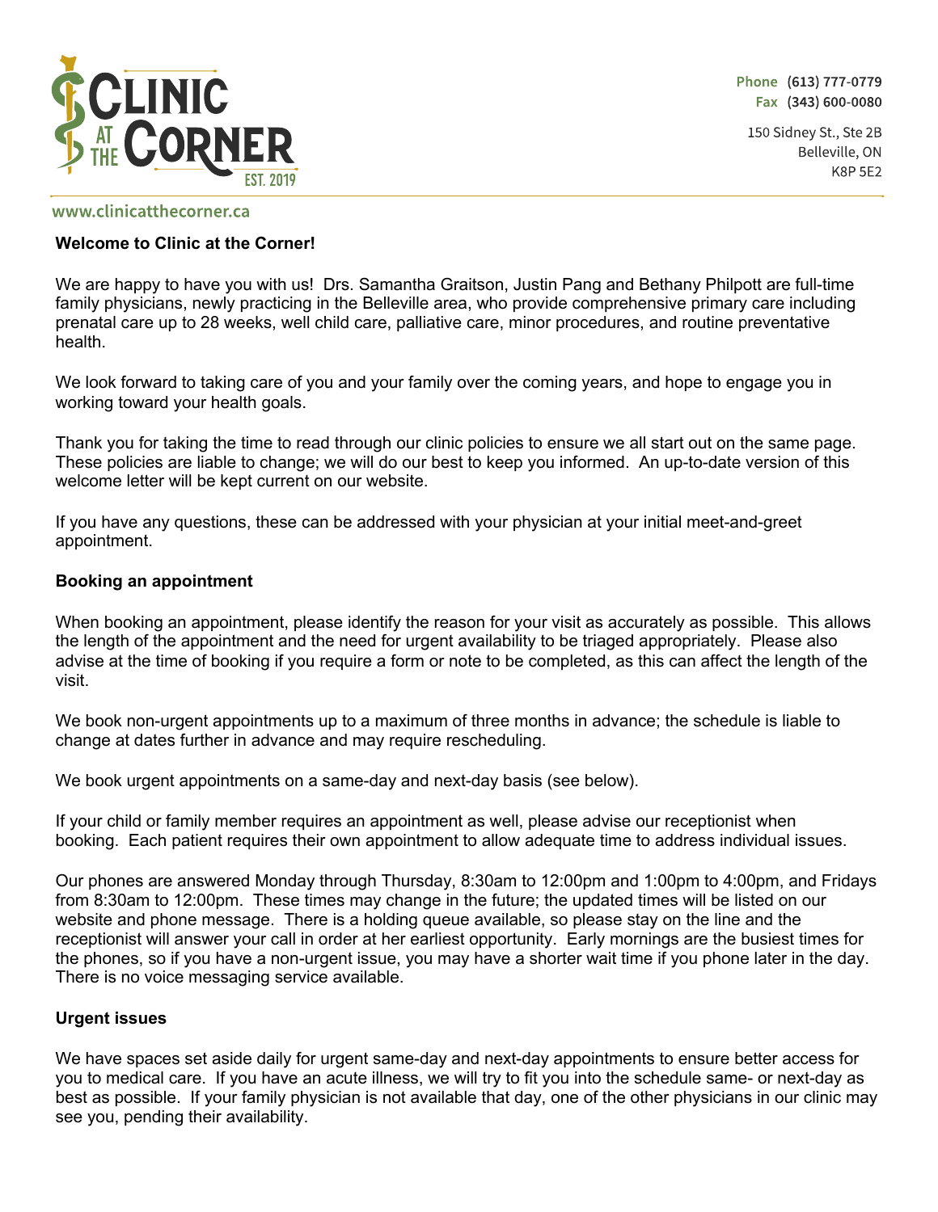Clinic at the Corner
EST. 2019

**Phone** (613) 777-0779
**Fax** (343) 600-0080

150 Sidney St., Ste 2B
Belleville, ON
K8P 5E2

www.clinicatthecorner.ca

## Welcome to Clinic at the Corner!

We are happy to have you with us! Drs. Samantha Graitson, Justin Pang and Bethany Philpott are full-time family physicians, newly practicing in the Belleville area, who provide comprehensive primary care including prenatal care up to 28 weeks, well child care, palliative care, minor procedures, and routine preventative health.

We look forward to taking care of you and your family over the coming years, and hope to engage you in working toward your health goals.

Thank you for taking the time to read through our clinic policies to ensure we all start out on the same page. These policies are liable to change; we will do our best to keep you informed. An up-to-date version of this welcome letter will be kept current on our website.

If you have any questions, these can be addressed with your physician at your initial meet-and-greet appointment.

### Booking an appointment

When booking an appointment, please identify the reason for your visit as accurately as possible. This allows the length of the appointment and the need for urgent availability to be triaged appropriately. Please also advise at the time of booking if you require a form or note to be completed, as this can affect the length of the visit.

We book non-urgent appointments up to a maximum of three months in advance; the schedule is liable to change at dates further in advance and may require rescheduling.

We book urgent appointments on a same-day and next-day basis (see below).

If your child or family member requires an appointment as well, please advise our receptionist when booking. Each patient requires their own appointment to allow adequate time to address individual issues.

Our phones are answered Monday through Thursday, 8:30am to 12:00pm and 1:00pm to 4:00pm, and Fridays from 8:30am to 12:00pm. These times may change in the future; the updated times will be listed on our website and phone message. There is a holding queue available, so please stay on the line and the receptionist will answer your call in order at her earliest opportunity. Early mornings are the busiest times for the phones, so if you have a non-urgent issue, you may have a shorter wait time if you phone later in the day. There is no voice messaging service available.

### Urgent issues

We have spaces set aside daily for urgent same-day and next-day appointments to ensure better access for you to medical care. If you have an acute illness, we will try to fit you into the schedule same- or next-day as best as possible. If your family physician is not available that day, one of the other physicians in our clinic may see you, pending their availability.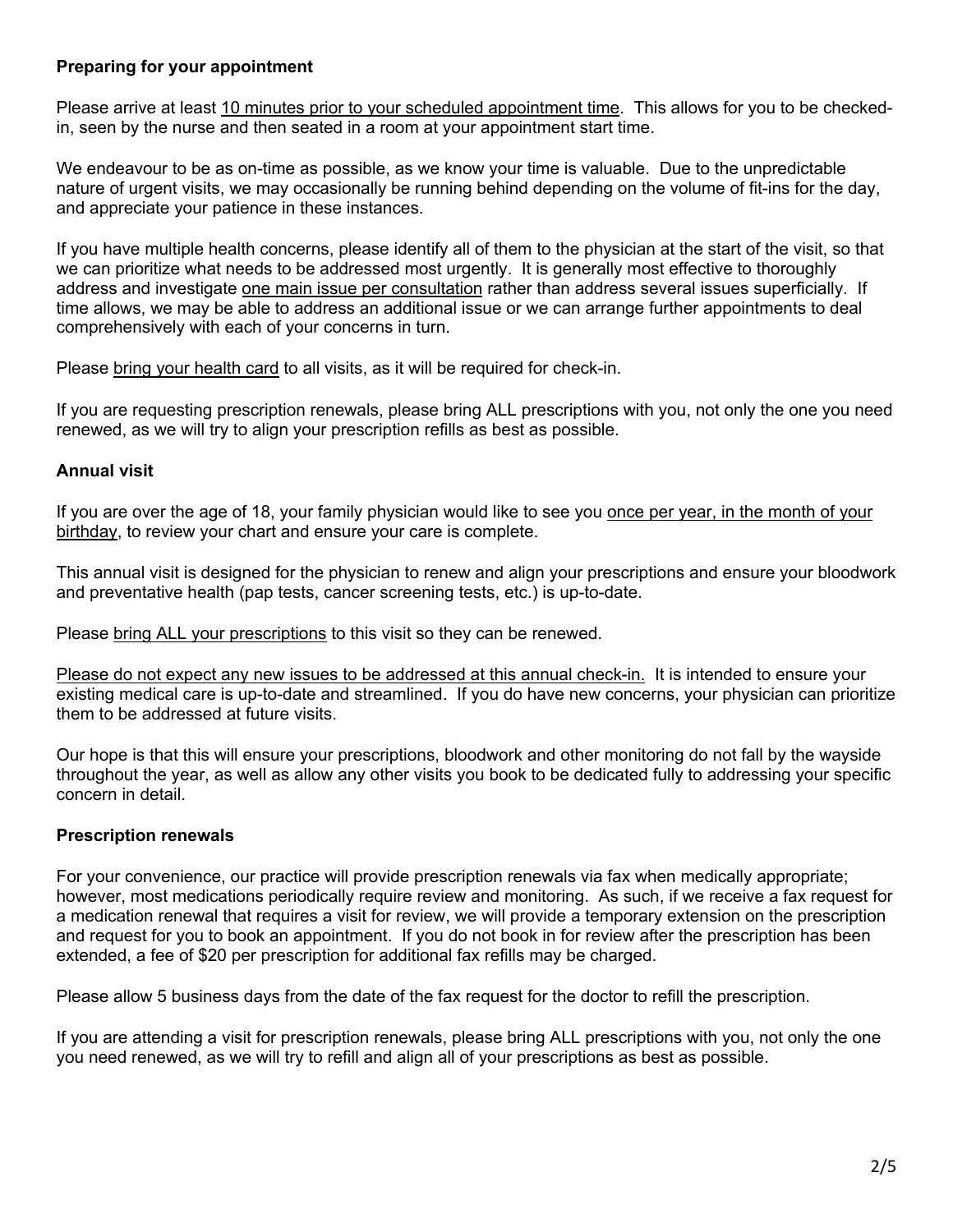**Preparing for your appointment**

Please arrive at least <u>10 minutes prior to your scheduled appointment time</u>. This allows for you to be checked-in, seen by the nurse and then seated in a room at your appointment start time.

We endeavour to be as on-time as possible, as we know your time is valuable. Due to the unpredictable nature of urgent visits, we may occasionally be running behind depending on the volume of fit-ins for the day, and appreciate your patience in these instances.

If you have multiple health concerns, please identify all of them to the physician at the start of the visit, so that we can prioritize what needs to be addressed most urgently. It is generally most effective to thoroughly address and investigate <u>one main issue per consultation</u> rather than address several issues superficially. If time allows, we may be able to address an additional issue or we can arrange further appointments to deal comprehensively with each of your concerns in turn.

Please <u>bring your health card</u> to all visits, as it will be required for check-in.

If you are requesting prescription renewals, please bring ALL prescriptions with you, not only the one you need renewed, as we will try to align your prescription refills as best as possible.

**Annual visit**

If you are over the age of 18, your family physician would like to see you <u>once per year, in the month of your birthday</u>, to review your chart and ensure your care is complete.

This annual visit is designed for the physician to renew and align your prescriptions and ensure your bloodwork and preventative health (pap tests, cancer screening tests, etc.) is up-to-date.

Please <u>bring ALL your prescriptions</u> to this visit so they can be renewed.

<u>Please do not expect any new issues to be addressed at this annual check-in.</u> It is intended to ensure your existing medical care is up-to-date and streamlined. If you do have new concerns, your physician can prioritize them to be addressed at future visits.

Our hope is that this will ensure your prescriptions, bloodwork and other monitoring do not fall by the wayside throughout the year, as well as allow any other visits you book to be dedicated fully to addressing your specific concern in detail.

**Prescription renewals**

For your convenience, our practice will provide prescription renewals via fax when medically appropriate; however, most medications periodically require review and monitoring. As such, if we receive a fax request for a medication renewal that requires a visit for review, we will provide a temporary extension on the prescription and request for you to book an appointment. If you do not book in for review after the prescription has been extended, a fee of $20 per prescription for additional fax refills may be charged.

Please allow 5 business days from the date of the fax request for the doctor to refill the prescription.

If you are attending a visit for prescription renewals, please bring ALL prescriptions with you, not only the one you need renewed, as we will try to refill and align all of your prescriptions as best as possible.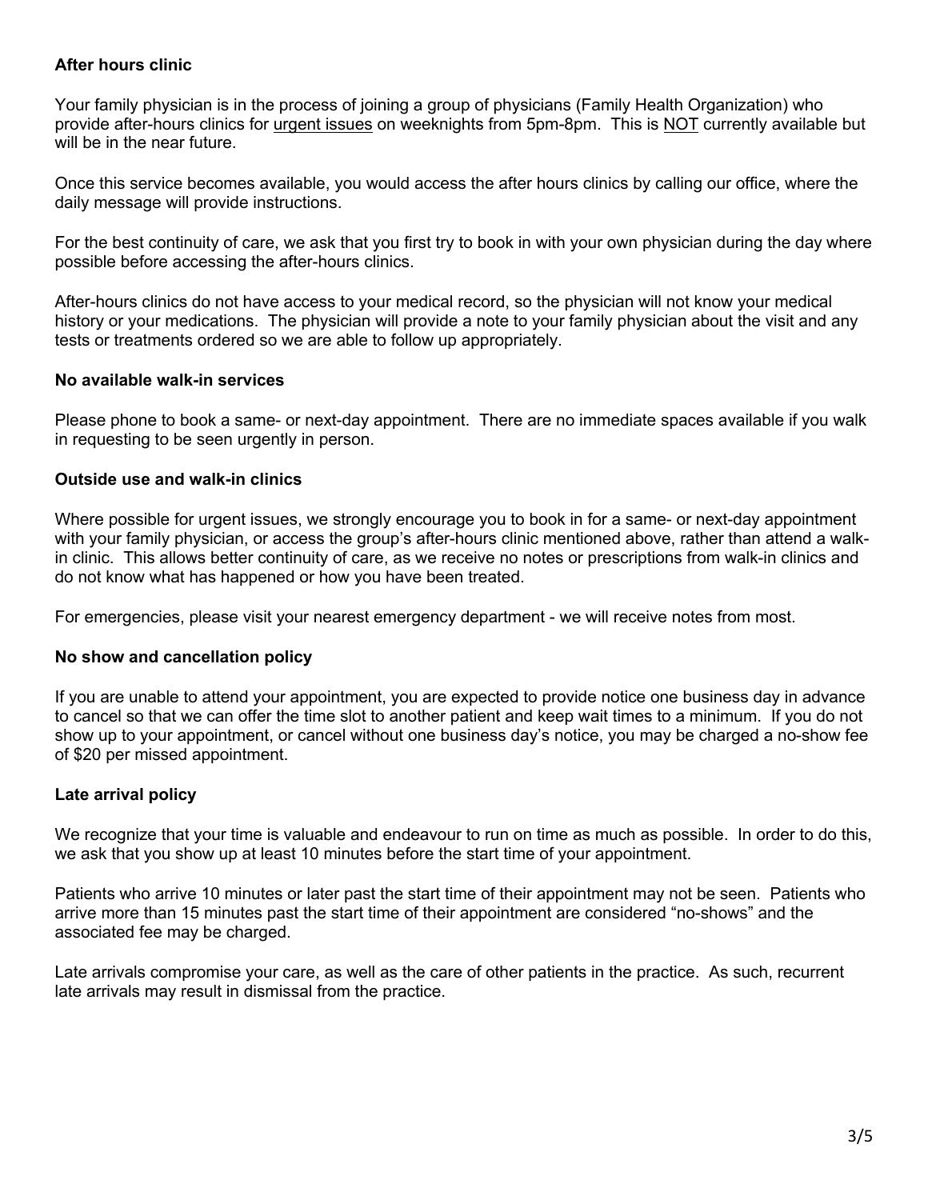**After hours clinic**

Your family physician is in the process of joining a group of physicians (Family Health Organization) who provide after-hours clinics for urgent issues on weeknights from 5pm-8pm. This is NOT currently available but will be in the near future.

Once this service becomes available, you would access the after hours clinics by calling our office, where the daily message will provide instructions.

For the best continuity of care, we ask that you first try to book in with your own physician during the day where possible before accessing the after-hours clinics.

After-hours clinics do not have access to your medical record, so the physician will not know your medical history or your medications. The physician will provide a note to your family physician about the visit and any tests or treatments ordered so we are able to follow up appropriately.

**No available walk-in services**

Please phone to book a same- or next-day appointment. There are no immediate spaces available if you walk in requesting to be seen urgently in person.

**Outside use and walk-in clinics**

Where possible for urgent issues, we strongly encourage you to book in for a same- or next-day appointment with your family physician, or access the group's after-hours clinic mentioned above, rather than attend a walk-in clinic. This allows better continuity of care, as we receive no notes or prescriptions from walk-in clinics and do not know what has happened or how you have been treated.

For emergencies, please visit your nearest emergency department - we will receive notes from most.

**No show and cancellation policy**

If you are unable to attend your appointment, you are expected to provide notice one business day in advance to cancel so that we can offer the time slot to another patient and keep wait times to a minimum. If you do not show up to your appointment, or cancel without one business day's notice, you may be charged a no-show fee of $20 per missed appointment.

**Late arrival policy**

We recognize that your time is valuable and endeavour to run on time as much as possible. In order to do this, we ask that you show up at least 10 minutes before the start time of your appointment.

Patients who arrive 10 minutes or later past the start time of their appointment may not be seen. Patients who arrive more than 15 minutes past the start time of their appointment are considered "no-shows" and the associated fee may be charged.

Late arrivals compromise your care, as well as the care of other patients in the practice. As such, recurrent late arrivals may result in dismissal from the practice.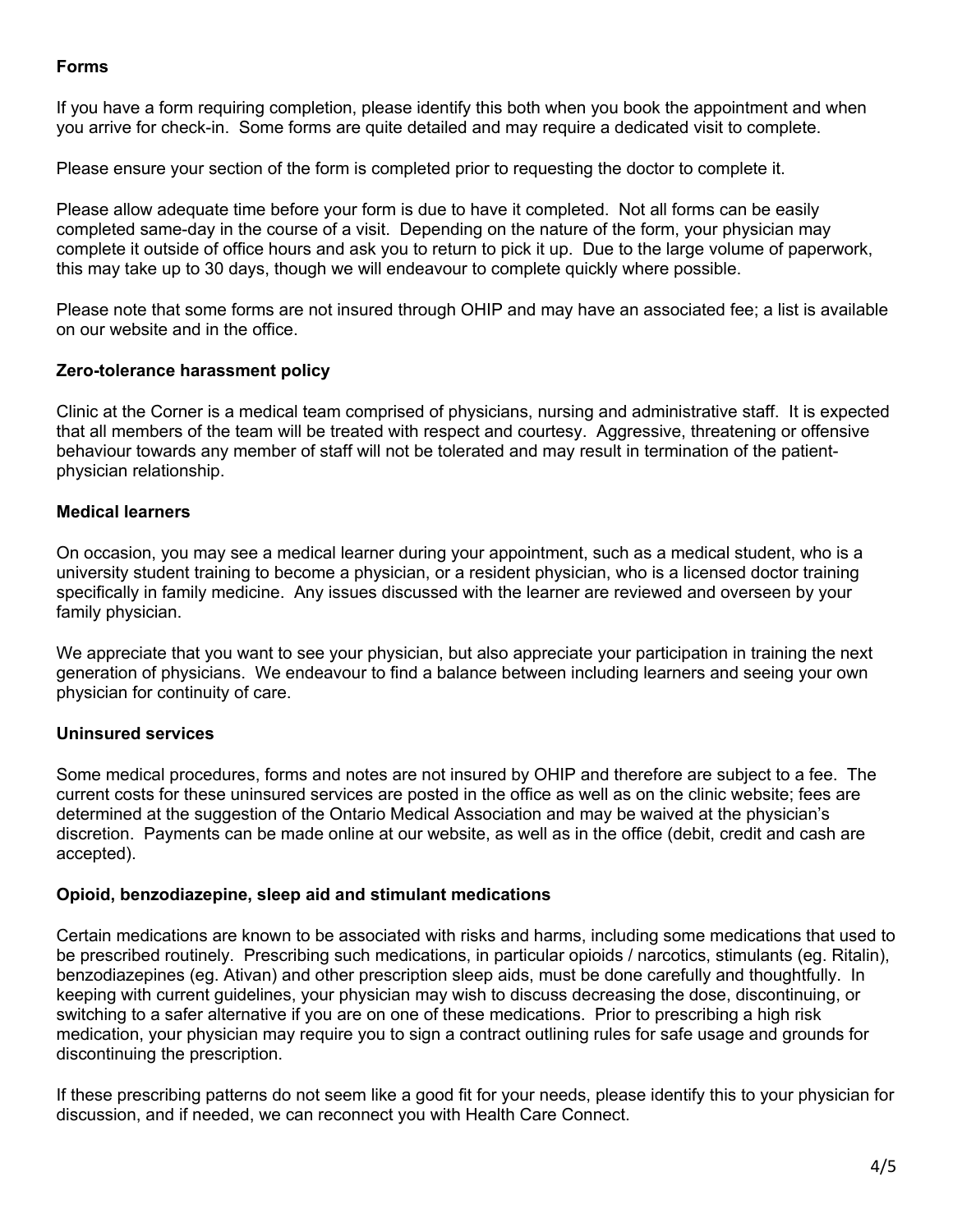**Forms**

If you have a form requiring completion, please identify this both when you book the appointment and when you arrive for check-in. Some forms are quite detailed and may require a dedicated visit to complete.

Please ensure your section of the form is completed prior to requesting the doctor to complete it.

Please allow adequate time before your form is due to have it completed. Not all forms can be easily completed same-day in the course of a visit. Depending on the nature of the form, your physician may complete it outside of office hours and ask you to return to pick it up. Due to the large volume of paperwork, this may take up to 30 days, though we will endeavour to complete quickly where possible.

Please note that some forms are not insured through OHIP and may have an associated fee; a list is available on our website and in the office.

**Zero-tolerance harassment policy**

Clinic at the Corner is a medical team comprised of physicians, nursing and administrative staff. It is expected that all members of the team will be treated with respect and courtesy. Aggressive, threatening or offensive behaviour towards any member of staff will not be tolerated and may result in termination of the patient-physician relationship.

**Medical learners**

On occasion, you may see a medical learner during your appointment, such as a medical student, who is a university student training to become a physician, or a resident physician, who is a licensed doctor training specifically in family medicine. Any issues discussed with the learner are reviewed and overseen by your family physician.

We appreciate that you want to see your physician, but also appreciate your participation in training the next generation of physicians. We endeavour to find a balance between including learners and seeing your own physician for continuity of care.

**Uninsured services**

Some medical procedures, forms and notes are not insured by OHIP and therefore are subject to a fee. The current costs for these uninsured services are posted in the office as well as on the clinic website; fees are determined at the suggestion of the Ontario Medical Association and may be waived at the physician's discretion. Payments can be made online at our website, as well as in the office (debit, credit and cash are accepted).

**Opioid, benzodiazepine, sleep aid and stimulant medications**

Certain medications are known to be associated with risks and harms, including some medications that used to be prescribed routinely. Prescribing such medications, in particular opioids / narcotics, stimulants (eg. Ritalin), benzodiazepines (eg. Ativan) and other prescription sleep aids, must be done carefully and thoughtfully. In keeping with current guidelines, your physician may wish to discuss decreasing the dose, discontinuing, or switching to a safer alternative if you are on one of these medications. Prior to prescribing a high risk medication, your physician may require you to sign a contract outlining rules for safe usage and grounds for discontinuing the prescription.

If these prescribing patterns do not seem like a good fit for your needs, please identify this to your physician for discussion, and if needed, we can reconnect you with Health Care Connect.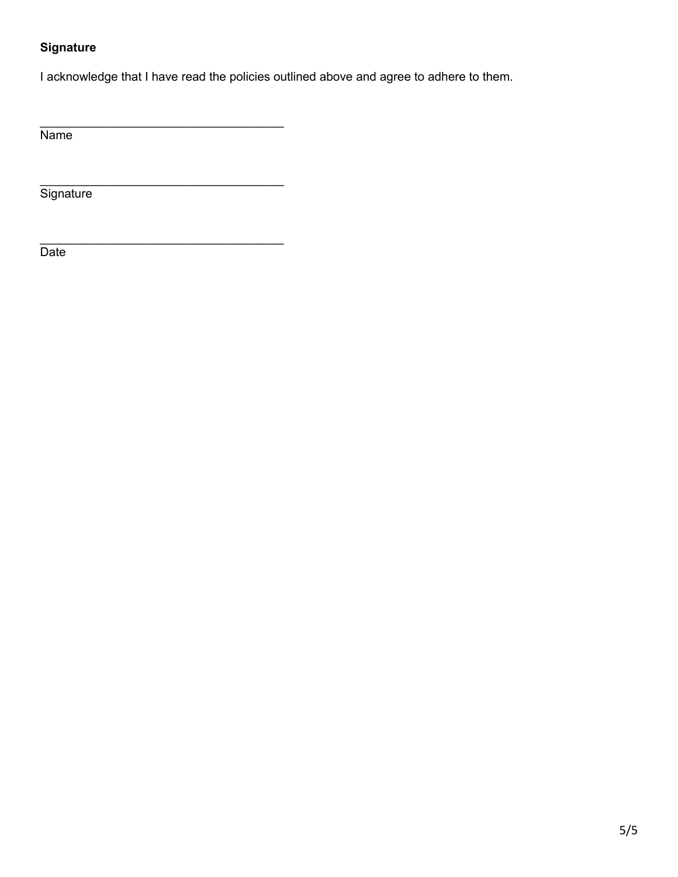**Signature**

I acknowledge that I have read the policies outlined above and agree to adhere to them.

____________________________________
Name

____________________________________
Signature

____________________________________
Date